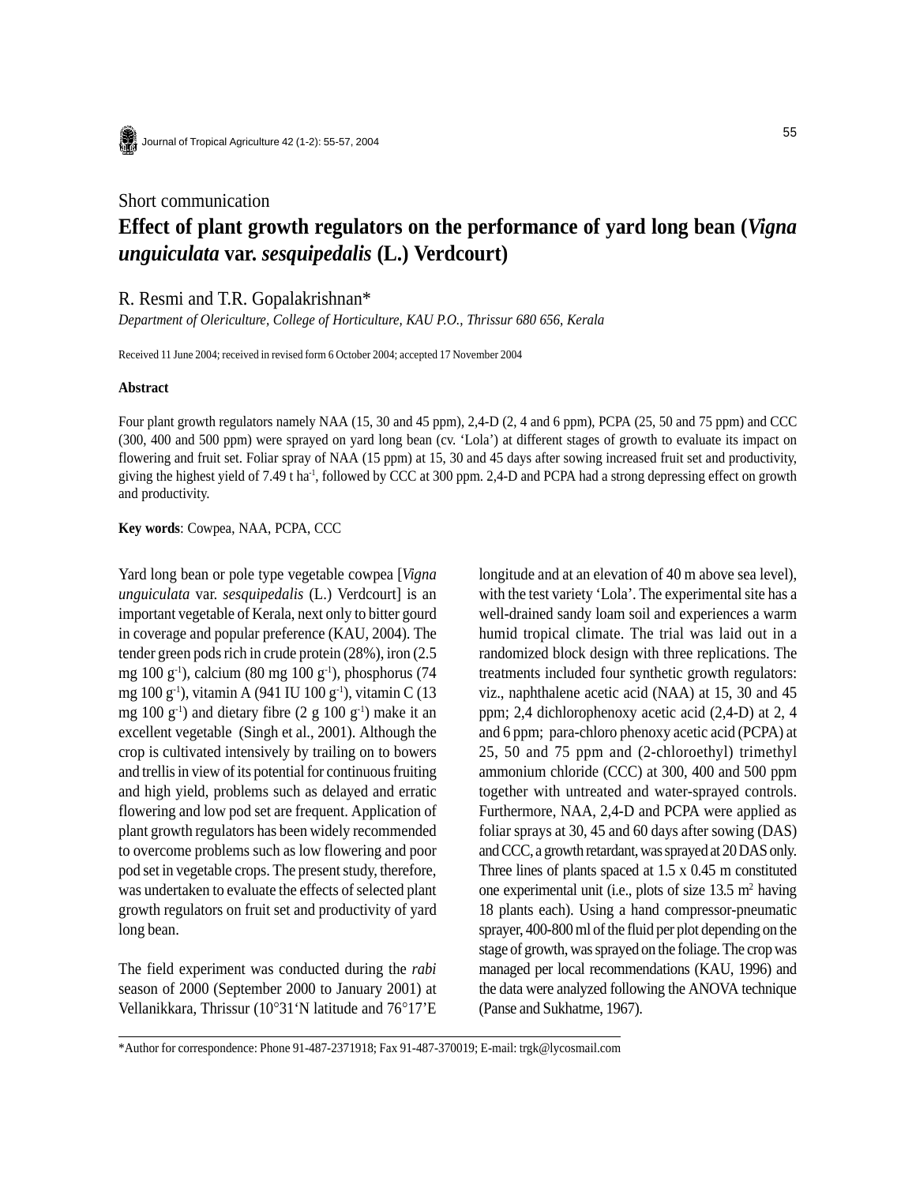Short communication

# Effect of plant growth regulators on the performance of yard long bean (*Vigna unguiculata* var. *sesquipedalis* (L.) Verdcourt)

R. Resmi and T.R. Gopalakrishnan*

*Department of Olericulture, College of Horticulture, KAU P.O., Thrissur 680 656, Kerala*

Received 11 June 2004; received in revised form 6 October 2004; accepted 17 November 2004

### Abstract

Four plant growth regulators namely NAA (15, 30 and 45 ppm), 2,4-D (2, 4 and 6 ppm), PCPA (25, 50 and 75 ppm) and CCC (300, 400 and 500 ppm) were sprayed on yard long bean (cv. 'Lola') at different stages of growth to evaluate its impact on flowering and fruit set. Foliar spray of NAA (15 ppm) at 15, 30 and 45 days after sowing increased fruit set and productivity, giving the highest yield of 7.49 t $ha^{-1}$, followed by CCC at 300 ppm. 2,4-D and PCPA had a strong depressing effect on growth and productivity.

**Key words**: Cowpea, NAA, PCPA, CCC

Yard long bean or pole type vegetable cowpea [*Vigna unguiculata* var. *sesquipedalis* (L.) Verdcourt] is an important vegetable of Kerala, next only to bitter gourd in coverage and popular preference (KAU, 2004). The tender green pods rich in crude protein (28%), iron (2.5 mg 100 $g^{-1}$), calcium (80 mg 100 $g^{-1}$), phosphorus (74 mg 100 $g^{-1}$), vitamin A (941 IU 100 $g^{-1}$), vitamin C (13 mg 100 $g^{-1}$) and dietary fibre (2 g 100 $g^{-1}$) make it an excellent vegetable (Singh et al., 2001). Although the crop is cultivated intensively by trailing on to bowers and trellis in view of its potential for continuous fruiting and high yield, problems such as delayed and erratic flowering and low pod set are frequent. Application of plant growth regulators has been widely recommended to overcome problems such as low flowering and poor pod set in vegetable crops. The present study, therefore, was undertaken to evaluate the effects of selected plant growth regulators on fruit set and productivity of yard long bean.

The field experiment was conducted during the *rabi* season of 2000 (September 2000 to January 2001) at Vellanikkara, Thrissur (10°31'N latitude and 76°17'E longitude and at an elevation of 40 m above sea level), with the test variety 'Lola'. The experimental site has a well-drained sandy loam soil and experiences a warm humid tropical climate. The trial was laid out in a randomized block design with three replications. The treatments included four synthetic growth regulators: viz., naphthalene acetic acid (NAA) at 15, 30 and 45 ppm; 2,4 dichlorophenoxy acetic acid (2,4-D) at 2, 4 and 6 ppm; para-chloro phenoxy acetic acid (PCPA) at 25, 50 and 75 ppm and (2-chloroethyl) trimethyl ammonium chloride (CCC) at 300, 400 and 500 ppm together with untreated and water-sprayed controls. Furthermore, NAA, 2,4-D and PCPA were applied as foliar sprays at 30, 45 and 60 days after sowing (DAS) and CCC, a growth retardant, was sprayed at 20 DAS only. Three lines of plants spaced at 1.5 x 0.45 m constituted one experimental unit (i.e., plots of size 13.5 $m^2$ having 18 plants each). Using a hand compressor-pneumatic sprayer, 400-800 ml of the fluid per plot depending on the stage of growth, was sprayed on the foliage. The crop was managed per local recommendations (KAU, 1996) and the data were analyzed following the ANOVA technique (Panse and Sukhatme, 1967).

*Author for correspondence: Phone 91-487-2371918; Fax 91-487-370019; E-mail: trgk@lycosmail.com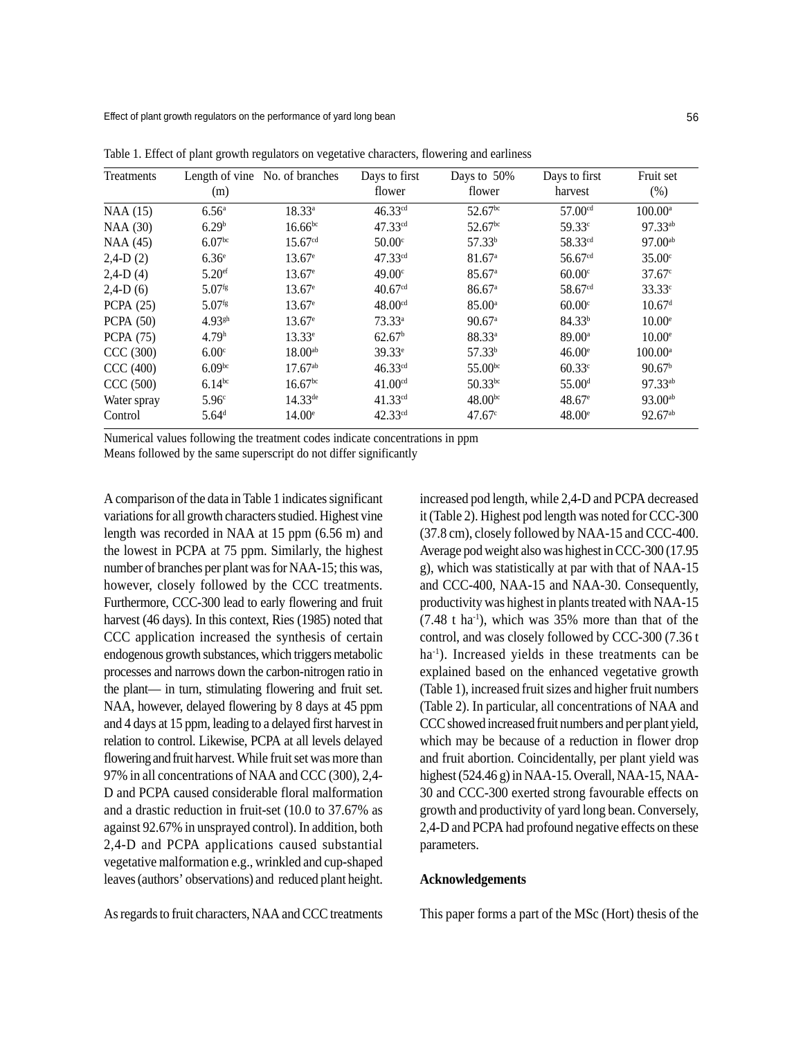Table 1. Effect of plant growth regulators on vegetative characters, flowering and earliness

| Treatments | Length of vine (m) | No. of branches | Days to first flower | Days to 50% flower | Days to first harvest | Fruit set (%) |
|---|---|---|---|---|---|---|
| NAA (15) | $6.56^{a}$ | $18.33^{a}$ | $46.33^{cd}$ | $52.67^{bc}$ | $57.00^{cd}$ | $100.00^{a}$ |
| NAA (30) | $6.29^{b}$ | $16.66^{bc}$ | $47.33^{cd}$ | $52.67^{bc}$ | $59.33^{c}$ | $97.33^{ab}$ |
| NAA (45) | $6.07^{bc}$ | $15.67^{cd}$ | $50.00^{c}$ | $57.33^{b}$ | $58.33^{cd}$ | $97.00^{ab}$ |
| 2,4-D (2) | $6.36^{e}$ | $13.67^{e}$ | $47.33^{cd}$ | $81.67^{a}$ | $56.67^{cd}$ | $35.00^{c}$ |
| 2,4-D (4) | $5.20^{ef}$ | $13.67^{e}$ | $49.00^{c}$ | $85.67^{a}$ | $60.00^{c}$ | $37.67^{c}$ |
| 2,4-D (6) | $5.07^{fg}$ | $13.67^{e}$ | $40.67^{cd}$ | $86.67^{a}$ | $58.67^{cd}$ | $33.33^{c}$ |
| PCPA (25) | $5.07^{fg}$ | $13.67^{e}$ | $48.00^{cd}$ | $85.00^{a}$ | $60.00^{c}$ | $10.67^{d}$ |
| PCPA (50) | $4.93^{gh}$ | $13.67^{e}$ | $73.33^{a}$ | $90.67^{a}$ | $84.33^{b}$ | $10.00^{e}$ |
| PCPA (75) | $4.79^{h}$ | $13.33^{e}$ | $62.67^{b}$ | $88.33^{a}$ | $89.00^{a}$ | $10.00^{e}$ |
| CCC (300) | $6.00^{c}$ | $18.00^{ab}$ | $39.33^{e}$ | $57.33^{b}$ | $46.00^{e}$ | $100.00^{a}$ |
| CCC (400) | $6.09^{bc}$ | $17.67^{ab}$ | $46.33^{cd}$ | $55.00^{bc}$ | $60.33^{c}$ | $90.67^{b}$ |
| CCC (500) | $6.14^{bc}$ | $16.67^{bc}$ | $41.00^{cd}$ | $50.33^{bc}$ | $55.00^{d}$ | $97.33^{ab}$ |
| Water spray | $5.96^{c}$ | $14.33^{de}$ | $41.33^{cd}$ | $48.00^{bc}$ | $48.67^{e}$ | $93.00^{ab}$ |
| Control | $5.64^{d}$ | $14.00^{e}$ | $42.33^{cd}$ | $47.67^{c}$ | $48.00^{e}$ | $92.67^{ab}$ |

Numerical values following the treatment codes indicate concentrations in ppm
Means followed by the same superscript do not differ significantly

A comparison of the data in Table 1 indicates significant variations for all growth characters studied. Highest vine length was recorded in NAA at 15 ppm (6.56 m) and the lowest in PCPA at 75 ppm. Similarly, the highest number of branches per plant was for NAA-15; this was, however, closely followed by the CCC treatments. Furthermore, CCC-300 lead to early flowering and fruit harvest (46 days). In this context, Ries (1985) noted that CCC application increased the synthesis of certain endogenous growth substances, which triggers metabolic processes and narrows down the carbon-nitrogen ratio in the plant— in turn, stimulating flowering and fruit set. NAA, however, delayed flowering by 8 days at 45 ppm and 4 days at 15 ppm, leading to a delayed first harvest in relation to control. Likewise, PCPA at all levels delayed flowering and fruit harvest. While fruit set was more than 97% in all concentrations of NAA and CCC (300), 2,4-D and PCPA caused considerable floral malformation and a drastic reduction in fruit-set (10.0 to 37.67% as against 92.67% in unsprayed control). In addition, both 2,4-D and PCPA applications caused substantial vegetative malformation e.g., wrinkled and cup-shaped leaves (authors' observations) and reduced plant height.

As regards to fruit characters, NAA and CCC treatments increased pod length, while 2,4-D and PCPA decreased it (Table 2). Highest pod length was noted for CCC-300 (37.8 cm), closely followed by NAA-15 and CCC-400. Average pod weight also was highest in CCC-300 (17.95 g), which was statistically at par with that of NAA-15 and CCC-400, NAA-15 and NAA-30. Consequently, productivity was highest in plants treated with NAA-15 (7.48 t $ha^{-1}$), which was 35% more than that of the control, and was closely followed by CCC-300 (7.36 t $ha^{-1}$). Increased yields in these treatments can be explained based on the enhanced vegetative growth (Table 1), increased fruit sizes and higher fruit numbers (Table 2). In particular, all concentrations of NAA and CCC showed increased fruit numbers and per plant yield, which may be because of a reduction in flower drop and fruit abortion. Coincidentally, per plant yield was highest (524.46 g) in NAA-15. Overall, NAA-15, NAA-30 and CCC-300 exerted strong favourable effects on growth and productivity of yard long bean. Conversely, 2,4-D and PCPA had profound negative effects on these parameters.

## Acknowledgements

This paper forms a part of the MSc (Hort) thesis of the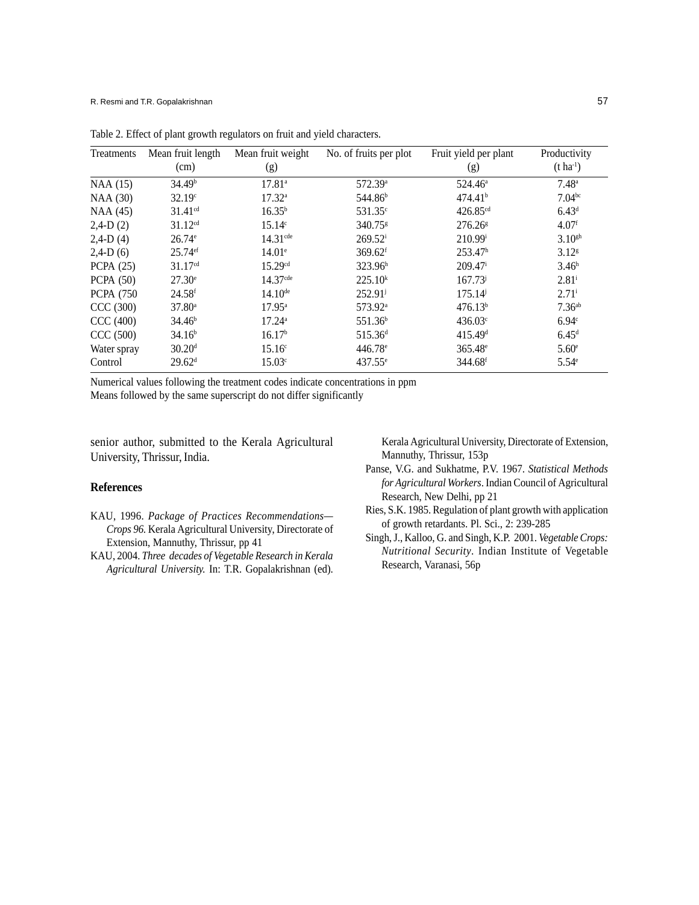Table 2. Effect of plant growth regulators on fruit and yield characters.

| Treatments | Mean fruit length (cm) | Mean fruit weight (g) | No. of fruits per plot | Fruit yield per plant (g) | Productivity (t ha$^{-1}$) |
|---|---|---|---|---|---|
| NAA (15) | 34.49$^{b}$ | 17.81$^{a}$ | 572.39$^{a}$ | 524.46$^{a}$ | 7.48$^{a}$ |
| NAA (30) | 32.19$^{c}$ | 17.32$^{a}$ | 544.86$^{b}$ | 474.41$^{b}$ | 7.04$^{bc}$ |
| NAA (45) | 31.41$^{cd}$ | 16.35$^{b}$ | 531.35$^{c}$ | 426.85$^{cd}$ | 6.43$^{d}$ |
| 2,4-D (2) | 31.12$^{cd}$ | 15.14$^{c}$ | 340.75$^{g}$ | 276.26$^{g}$ | 4.07$^{f}$ |
| 2,4-D (4) | 26.74$^{e}$ | 14.31$^{cde}$ | 269.52$^{i}$ | 210.99$^{i}$ | 3.10$^{gh}$ |
| 2,4-D (6) | 25.74$^{ef}$ | 14.01$^{e}$ | 369.62$^{f}$ | 253.47$^{h}$ | 3.12$^{g}$ |
| PCPA (25) | 31.17$^{cd}$ | 15.29$^{cd}$ | 323.96$^{h}$ | 209.47$^{i}$ | 3.46$^{h}$ |
| PCPA (50) | 27.30$^{e}$ | 14.37$^{cde}$ | 225.10$^{k}$ | 167.73$^{j}$ | 2.81$^{i}$ |
| PCPA (750 | 24.58$^{f}$ | 14.10$^{de}$ | 252.91$^{j}$ | 175.14$^{j}$ | 2.71$^{i}$ |
| CCC (300) | 37.80$^{a}$ | 17.95$^{a}$ | 573.92$^{a}$ | 476.13$^{b}$ | 7.36$^{ab}$ |
| CCC (400) | 34.46$^{b}$ | 17.24$^{a}$ | 551.36$^{b}$ | 436.03$^{c}$ | 6.94$^{c}$ |
| CCC (500) | 34.16$^{b}$ | 16.17$^{b}$ | 515.36$^{d}$ | 415.49$^{d}$ | 6.45$^{d}$ |
| Water spray | 30.20$^{d}$ | 15.16$^{c}$ | 446.78$^{e}$ | 365.48$^{e}$ | 5.60$^{e}$ |
| Control | 29.62$^{d}$ | 15.03$^{c}$ | 437.55$^{e}$ | 344.68$^{f}$ | 5.54$^{e}$ |

Numerical values following the treatment codes indicate concentrations in ppm

Means followed by the same superscript do not differ significantly

senior author, submitted to the Kerala Agricultural University, Thrissur, India.

## References

KAU, 1996. *Package of Practices Recommendations—Crops 96.* Kerala Agricultural University, Directorate of Extension, Mannuthy, Thrissur, pp 41

KAU, 2004. *Three decades of Vegetable Research in Kerala Agricultural University.* In: T.R. Gopalakrishnan (ed). Kerala Agricultural University, Directorate of Extension, Mannuthy, Thrissur, 153p

Panse, V.G. and Sukhatme, P.V. 1967. *Statistical Methods for Agricultural Workers*. Indian Council of Agricultural Research, New Delhi, pp 21

Ries, S.K. 1985. Regulation of plant growth with application of growth retardants. Pl. Sci., 2: 239-285

Singh, J., Kalloo, G. and Singh, K.P. 2001. *Vegetable Crops: Nutritional Security*. Indian Institute of Vegetable Research, Varanasi, 56p